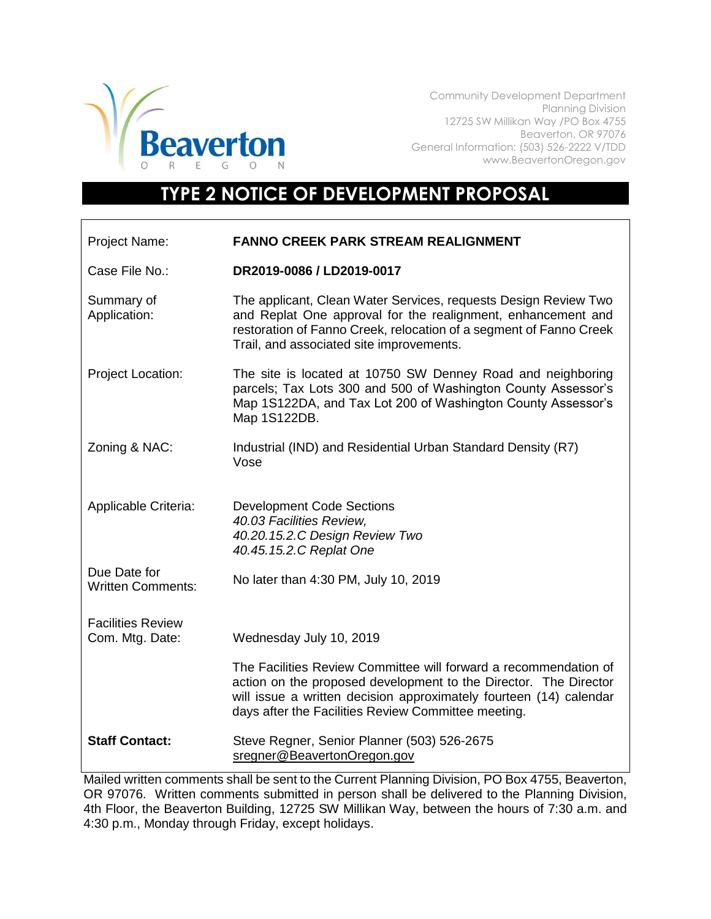Beaverton
OREGON

Community Development Department
Planning Division
12725 SW Millikan Way /PO Box 4755
Beaverton, OR 97076
General Information: (503) 526-2222 V/TDD
www.BeavertonOregon.gov

# TYPE 2 NOTICE OF DEVELOPMENT PROPOSAL

| | |
|---|---|
| Project Name: | **FANNO CREEK PARK STREAM REALIGNMENT** |
| Case File No.: | **DR2019-0086 / LD2019-0017** |
| Summary of Application: | The applicant, Clean Water Services, requests Design Review Two and Replat One approval for the realignment, enhancement and restoration of Fanno Creek, relocation of a segment of Fanno Creek Trail, and associated site improvements. |
| Project Location: | The site is located at 10750 SW Denney Road and neighboring parcels; Tax Lots 300 and 500 of Washington County Assessor's Map 1S122DA, and Tax Lot 200 of Washington County Assessor's Map 1S122DB. |
| Zoning & NAC: | Industrial (IND) and Residential Urban Standard Density (R7)<br>Vose |
| Applicable Criteria: | Development Code Sections<br>*40.03 Facilities Review,*<br>*40.20.15.2.C Design Review Two*<br>*40.45.15.2.C Replat One* |
| Due Date for Written Comments: | No later than 4:30 PM, July 10, 2019 |
| Facilities Review Com. Mtg. Date: | Wednesday July 10, 2019<br><br>The Facilities Review Committee will forward a recommendation of action on the proposed development to the Director. The Director will issue a written decision approximately fourteen (14) calendar days after the Facilities Review Committee meeting. |
| **Staff Contact:** | Steve Regner, Senior Planner (503) 526-2675<br>sregner@BeavertonOregon.gov |

Mailed written comments shall be sent to the Current Planning Division, PO Box 4755, Beaverton, OR 97076. Written comments submitted in person shall be delivered to the Planning Division, 4th Floor, the Beaverton Building, 12725 SW Millikan Way, between the hours of 7:30 a.m. and 4:30 p.m., Monday through Friday, except holidays.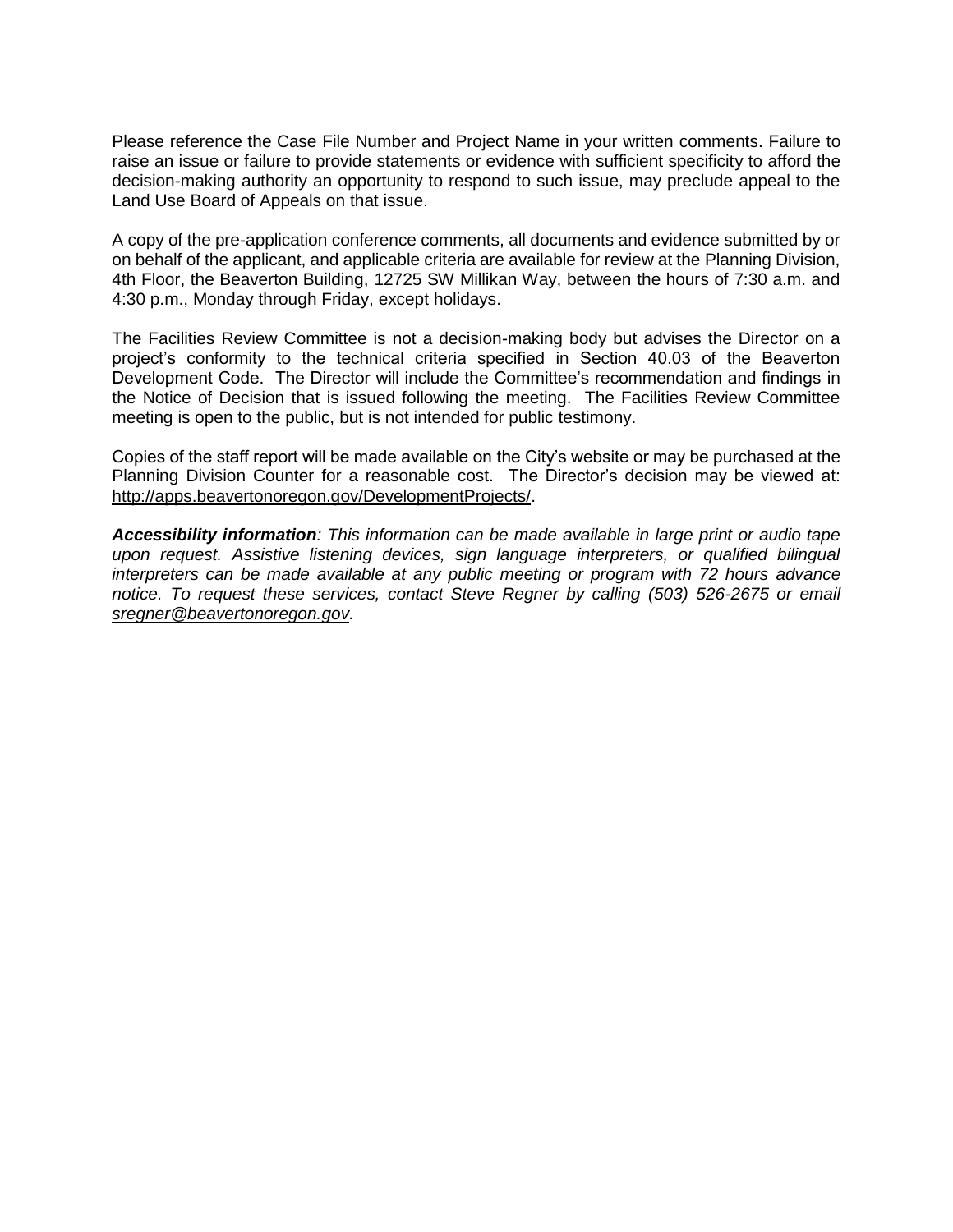Please reference the Case File Number and Project Name in your written comments. Failure to raise an issue or failure to provide statements or evidence with sufficient specificity to afford the decision-making authority an opportunity to respond to such issue, may preclude appeal to the Land Use Board of Appeals on that issue.

A copy of the pre-application conference comments, all documents and evidence submitted by or on behalf of the applicant, and applicable criteria are available for review at the Planning Division, 4th Floor, the Beaverton Building, 12725 SW Millikan Way, between the hours of 7:30 a.m. and 4:30 p.m., Monday through Friday, except holidays.

The Facilities Review Committee is not a decision-making body but advises the Director on a project's conformity to the technical criteria specified in Section 40.03 of the Beaverton Development Code. The Director will include the Committee's recommendation and findings in the Notice of Decision that is issued following the meeting. The Facilities Review Committee meeting is open to the public, but is not intended for public testimony.

Copies of the staff report will be made available on the City's website or may be purchased at the Planning Division Counter for a reasonable cost. The Director's decision may be viewed at: http://apps.beavertonoregon.gov/DevelopmentProjects/.

***Accessibility information****: This information can be made available in large print or audio tape upon request. Assistive listening devices, sign language interpreters, or qualified bilingual interpreters can be made available at any public meeting or program with 72 hours advance notice. To request these services, contact Steve Regner by calling (503) 526-2675 or email sregner@beavertonoregon.gov.*